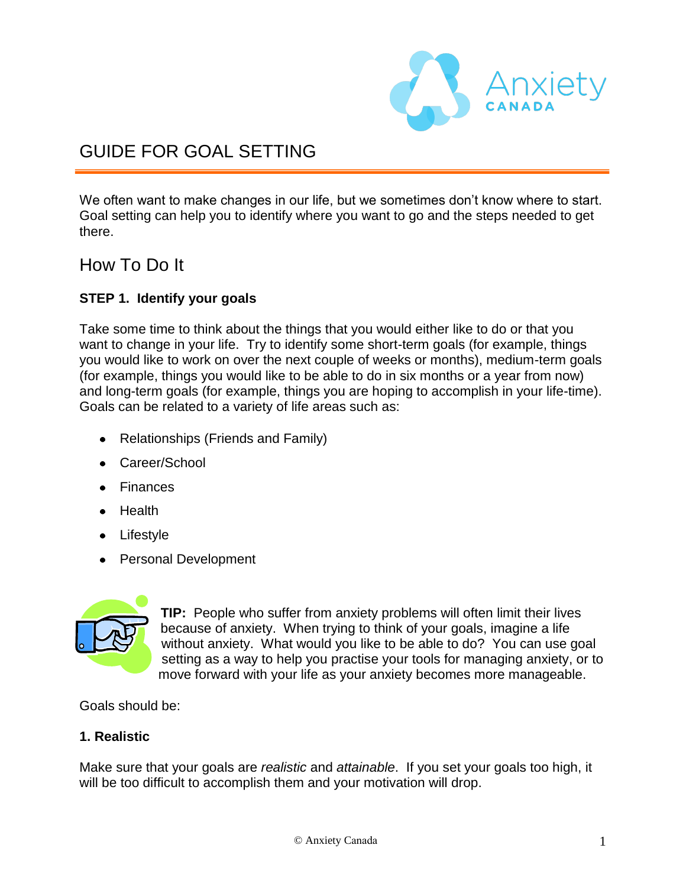# GUIDE FOR GOAL SETTING

We often want to make changes in our life, but we sometimes don't know where to start. Goal setting can help you to identify where you want to go and the steps needed to get there.

## How To Do It

### STEP 1. Identify your goals

Take some time to think about the things that you would either like to do or that you want to change in your life. Try to identify some short-term goals (for example, things you would like to work on over the next couple of weeks or months), medium-term goals (for example, things you would like to be able to do in six months or a year from now) and long-term goals (for example, things you are hoping to accomplish in your life-time). Goals can be related to a variety of life areas such as:

- Relationships (Friends and Family)
- Career/School
- Finances
- Health
- Lifestyle
- Personal Development

**TIP:** People who suffer from anxiety problems will often limit their lives because of anxiety. When trying to think of your goals, imagine a life without anxiety. What would you like to be able to do? You can use goal setting as a way to help you practise your tools for managing anxiety, or to move forward with your life as your anxiety becomes more manageable.

Goals should be:

**1. Realistic**

Make sure that your goals are *realistic* and *attainable*. If you set your goals too high, it will be too difficult to accomplish them and your motivation will drop.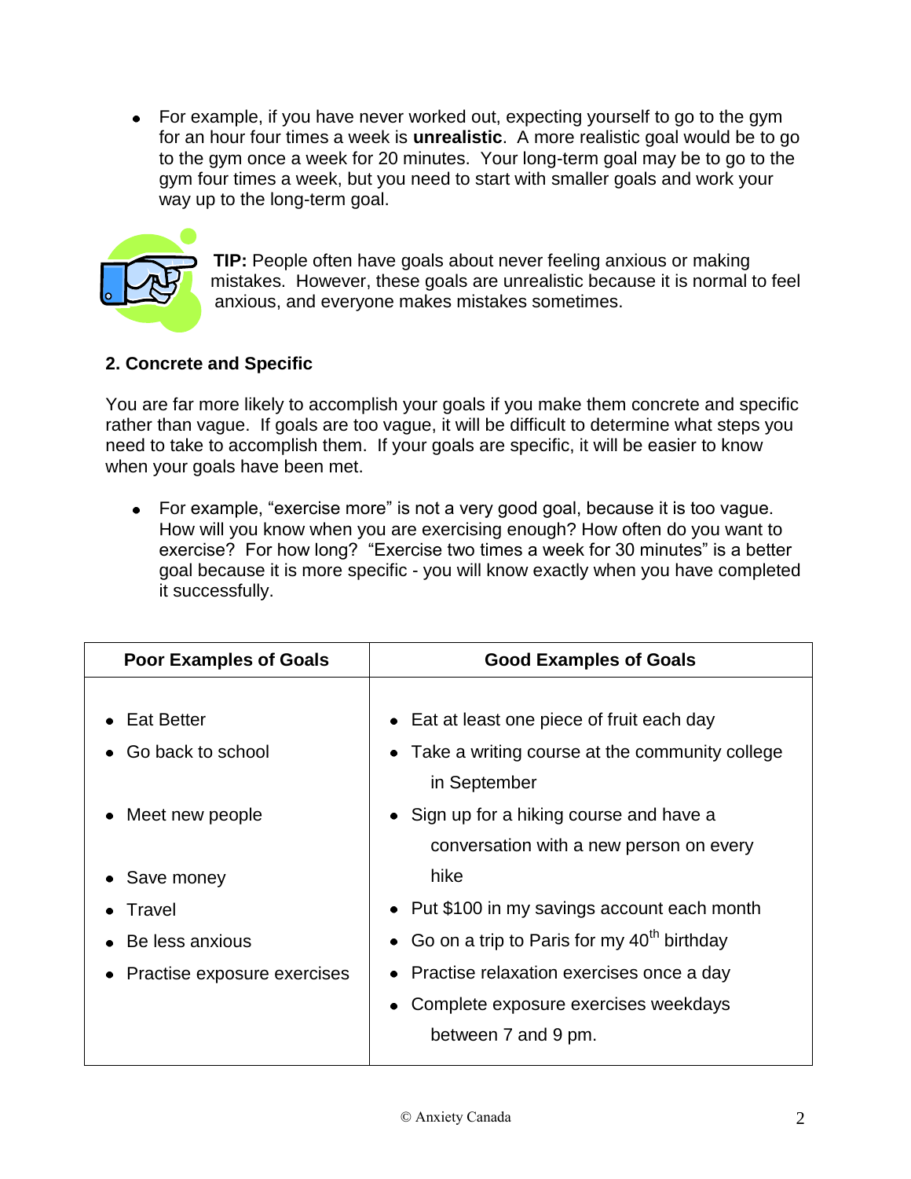- For example, if you have never worked out, expecting yourself to go to the gym for an hour four times a week is **unrealistic**. A more realistic goal would be to go to the gym once a week for 20 minutes. Your long-term goal may be to go to the gym four times a week, but you need to start with smaller goals and work your way up to the long-term goal.

**TIP:** People often have goals about never feeling anxious or making mistakes. However, these goals are unrealistic because it is normal to feel anxious, and everyone makes mistakes sometimes.

**2. Concrete and Specific**

You are far more likely to accomplish your goals if you make them concrete and specific rather than vague. If goals are too vague, it will be difficult to determine what steps you need to take to accomplish them. If your goals are specific, it will be easier to know when your goals have been met.

- For example, "exercise more" is not a very good goal, because it is too vague. How will you know when you are exercising enough? How often do you want to exercise? For how long? "Exercise two times a week for 30 minutes" is a better goal because it is more specific - you will know exactly when you have completed it successfully.

| Poor Examples of Goals | Good Examples of Goals |
|---|---|
| Eat Better | Eat at least one piece of fruit each day |
| Go back to school | Take a writing course at the community college in September |
| Meet new people | Sign up for a hiking course and have a conversation with a new person on every hike |
| Save money | Put $100 in my savings account each month |
| Travel | Go on a trip to Paris for my 40th birthday |
| Be less anxious | Practise relaxation exercises once a day |
| Practise exposure exercises | Complete exposure exercises weekdays between 7 and 9 pm. |

© Anxiety Canada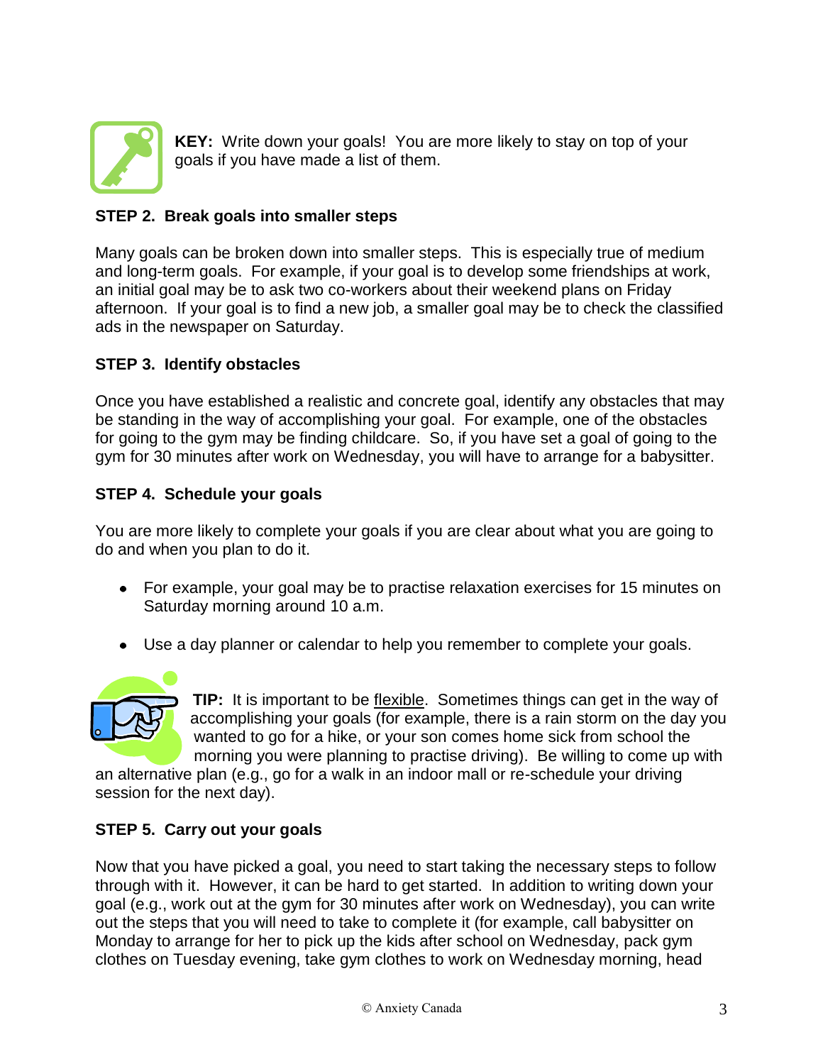**KEY:** Write down your goals! You are more likely to stay on top of your goals if you have made a list of them.

**STEP 2. Break goals into smaller steps**

Many goals can be broken down into smaller steps. This is especially true of medium and long-term goals. For example, if your goal is to develop some friendships at work, an initial goal may be to ask two co-workers about their weekend plans on Friday afternoon. If your goal is to find a new job, a smaller goal may be to check the classified ads in the newspaper on Saturday.

**STEP 3. Identify obstacles**

Once you have established a realistic and concrete goal, identify any obstacles that may be standing in the way of accomplishing your goal. For example, one of the obstacles for going to the gym may be finding childcare. So, if you have set a goal of going to the gym for 30 minutes after work on Wednesday, you will have to arrange for a babysitter.

**STEP 4. Schedule your goals**

You are more likely to complete your goals if you are clear about what you are going to do and when you plan to do it.

- For example, your goal may be to practise relaxation exercises for 15 minutes on Saturday morning around 10 a.m.
- Use a day planner or calendar to help you remember to complete your goals.

**TIP:** It is important to be <u>flexible</u>. Sometimes things can get in the way of accomplishing your goals (for example, there is a rain storm on the day you wanted to go for a hike, or your son comes home sick from school the morning you were planning to practise driving). Be willing to come up with an alternative plan (e.g., go for a walk in an indoor mall or re-schedule your driving session for the next day).

**STEP 5. Carry out your goals**

Now that you have picked a goal, you need to start taking the necessary steps to follow through with it. However, it can be hard to get started. In addition to writing down your goal (e.g., work out at the gym for 30 minutes after work on Wednesday), you can write out the steps that you will need to take to complete it (for example, call babysitter on Monday to arrange for her to pick up the kids after school on Wednesday, pack gym clothes on Tuesday evening, take gym clothes to work on Wednesday morning, head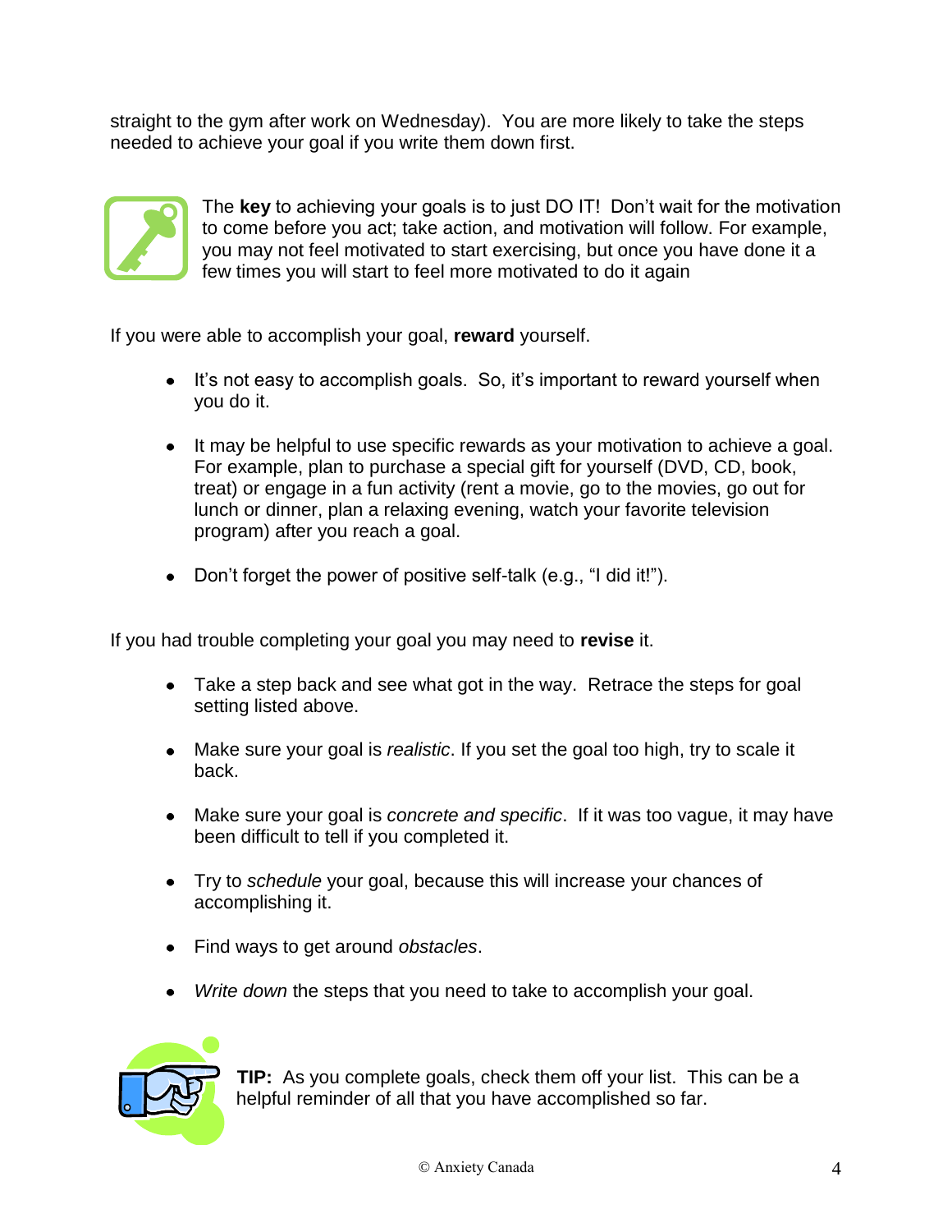straight to the gym after work on Wednesday). You are more likely to take the steps needed to achieve your goal if you write them down first.

The **key** to achieving your goals is to just DO IT! Don't wait for the motivation to come before you act; take action, and motivation will follow. For example, you may not feel motivated to start exercising, but once you have done it a few times you will start to feel more motivated to do it again

If you were able to accomplish your goal, **reward** yourself.

- It's not easy to accomplish goals. So, it's important to reward yourself when you do it.
- It may be helpful to use specific rewards as your motivation to achieve a goal. For example, plan to purchase a special gift for yourself (DVD, CD, book, treat) or engage in a fun activity (rent a movie, go to the movies, go out for lunch or dinner, plan a relaxing evening, watch your favorite television program) after you reach a goal.
- Don't forget the power of positive self-talk (e.g., "I did it!").

If you had trouble completing your goal you may need to **revise** it.

- Take a step back and see what got in the way. Retrace the steps for goal setting listed above.
- Make sure your goal is *realistic*. If you set the goal too high, try to scale it back.
- Make sure your goal is *concrete and specific*. If it was too vague, it may have been difficult to tell if you completed it.
- Try to *schedule* your goal, because this will increase your chances of accomplishing it.
- Find ways to get around *obstacles*.
- *Write down* the steps that you need to take to accomplish your goal.

**TIP:** As you complete goals, check them off your list. This can be a helpful reminder of all that you have accomplished so far.

© Anxiety Canada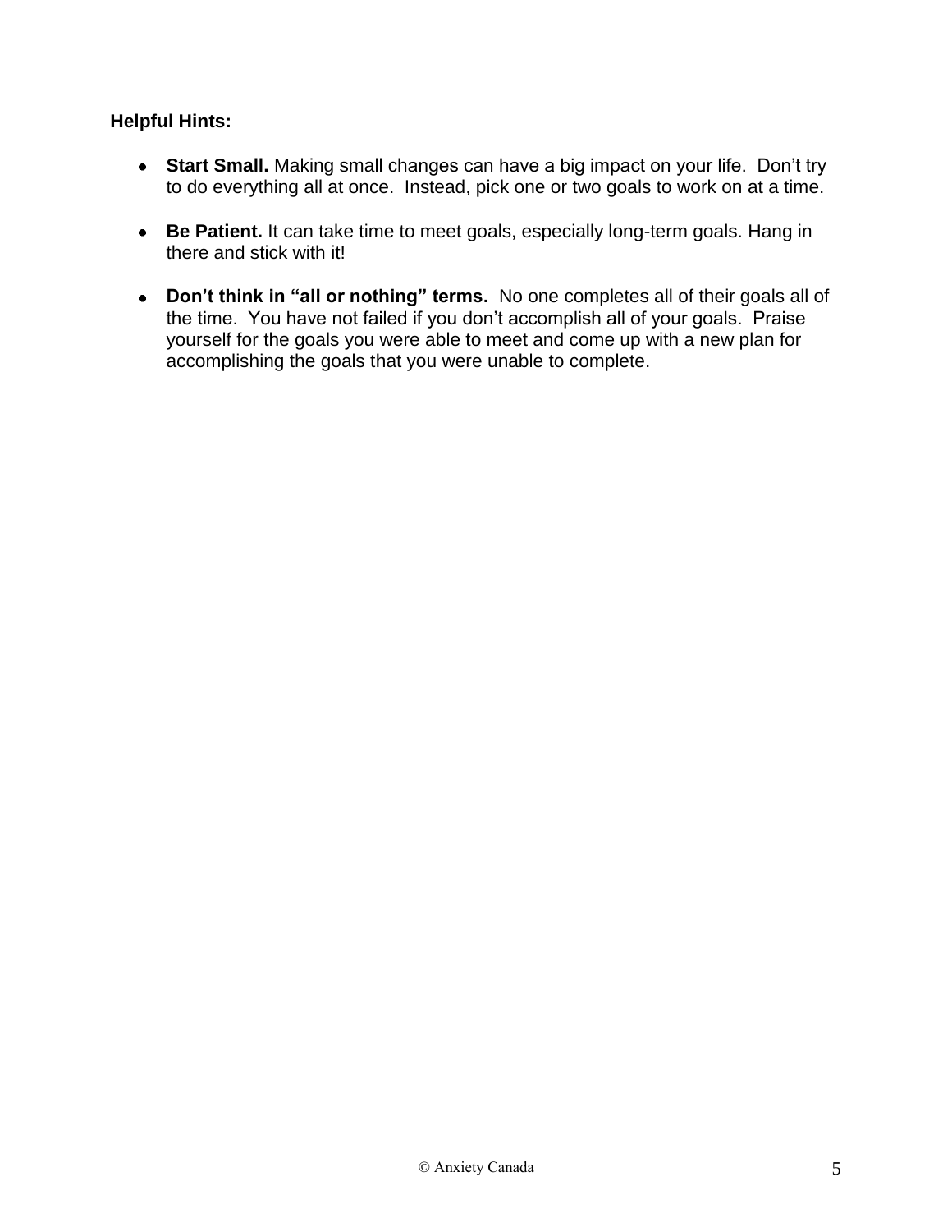**Helpful Hints:**

- **Start Small.** Making small changes can have a big impact on your life. Don't try to do everything all at once. Instead, pick one or two goals to work on at a time.

- **Be Patient.** It can take time to meet goals, especially long-term goals. Hang in there and stick with it!

- **Don't think in "all or nothing" terms.** No one completes all of their goals all of the time. You have not failed if you don't accomplish all of your goals. Praise yourself for the goals you were able to meet and come up with a new plan for accomplishing the goals that you were unable to complete.

© Anxiety Canada